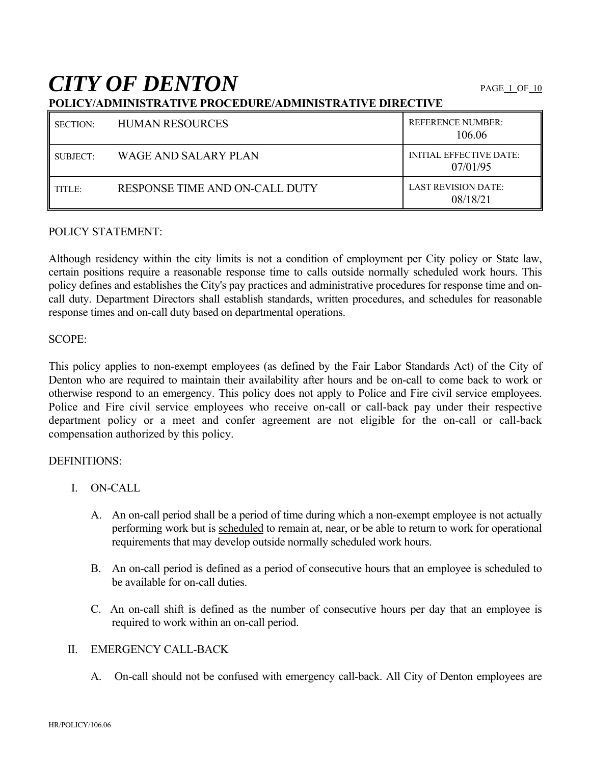# *CITY OF DENTON*

**POLICY/ADMINISTRATIVE PROCEDURE/ADMINISTRATIVE DIRECTIVE**

| SECTION: | HUMAN RESOURCES | REFERENCE NUMBER: 106.06 |
|---|---|---|
| SUBJECT: | WAGE AND SALARY PLAN | INITIAL EFFECTIVE DATE: 07/01/95 |
| TITLE: | RESPONSE TIME AND ON-CALL DUTY | LAST REVISION DATE: 08/18/21 |

POLICY STATEMENT:

Although residency within the city limits is not a condition of employment per City policy or State law, certain positions require a reasonable response time to calls outside normally scheduled work hours. This policy defines and establishes the City's pay practices and administrative procedures for response time and on-call duty. Department Directors shall establish standards, written procedures, and schedules for reasonable response times and on-call duty based on departmental operations.

SCOPE:

This policy applies to non-exempt employees (as defined by the Fair Labor Standards Act) of the City of Denton who are required to maintain their availability after hours and be on-call to come back to work or otherwise respond to an emergency. This policy does not apply to Police and Fire civil service employees. Police and Fire civil service employees who receive on-call or call-back pay under their respective department policy or a meet and confer agreement are not eligible for the on-call or call-back compensation authorized by this policy.

DEFINITIONS:

I. ON-CALL

   A. An on-call period shall be a period of time during which a non-exempt employee is not actually performing work but is <u>scheduled</u> to remain at, near, or be able to return to work for operational requirements that may develop outside normally scheduled work hours.

   B. An on-call period is defined as a period of consecutive hours that an employee is scheduled to be available for on-call duties.

   C. An on-call shift is defined as the number of consecutive hours per day that an employee is required to work within an on-call period.

II. EMERGENCY CALL-BACK

   A. On-call should not be confused with emergency call-back. All City of Denton employees are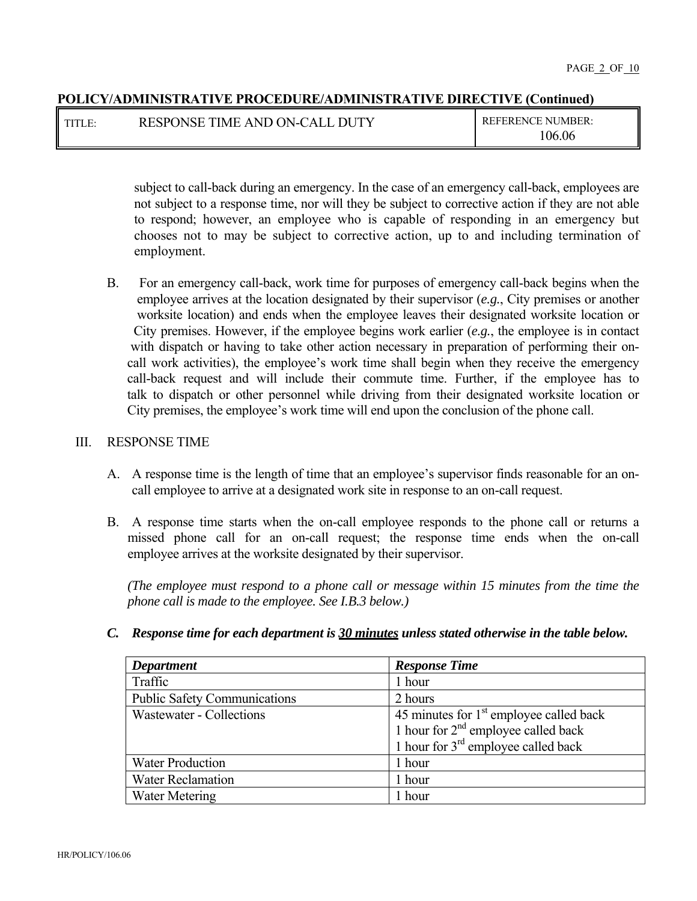**POLICY/ADMINISTRATIVE PROCEDURE/ADMINISTRATIVE DIRECTIVE (Continued)**

| TITLE: RESPONSE TIME AND ON-CALL DUTY | REFERENCE NUMBER: 106.06 |
|---|---|

subject to call-back during an emergency. In the case of an emergency call-back, employees are not subject to a response time, nor will they be subject to corrective action if they are not able to respond; however, an employee who is capable of responding in an emergency but chooses not to may be subject to corrective action, up to and including termination of employment.

B. For an emergency call-back, work time for purposes of emergency call-back begins when the employee arrives at the location designated by their supervisor (*e.g.*, City premises or another worksite location) and ends when the employee leaves their designated worksite location or City premises. However, if the employee begins work earlier (*e.g.*, the employee is in contact with dispatch or having to take other action necessary in preparation of performing their on-call work activities), the employee's work time shall begin when they receive the emergency call-back request and will include their commute time. Further, if the employee has to talk to dispatch or other personnel while driving from their designated worksite location or City premises, the employee's work time will end upon the conclusion of the phone call.

III. RESPONSE TIME

A. A response time is the length of time that an employee's supervisor finds reasonable for an on-call employee to arrive at a designated work site in response to an on-call request.

B. A response time starts when the on-call employee responds to the phone call or returns a missed phone call for an on-call request; the response time ends when the on-call employee arrives at the worksite designated by their supervisor.

*(The employee must respond to a phone call or message within 15 minutes from the time the phone call is made to the employee. See I.B.3 below.)*

***C. Response time for each department is <u>30 minutes</u> unless stated otherwise in the table below.***

| *Department* | *Response Time* |
|---|---|
| Traffic | 1 hour |
| Public Safety Communications | 2 hours |
| Wastewater - Collections | 45 minutes for 1st employee called back<br>1 hour for 2nd employee called back<br>1 hour for 3rd employee called back |
| Water Production | 1 hour |
| Water Reclamation | 1 hour |
| Water Metering | 1 hour |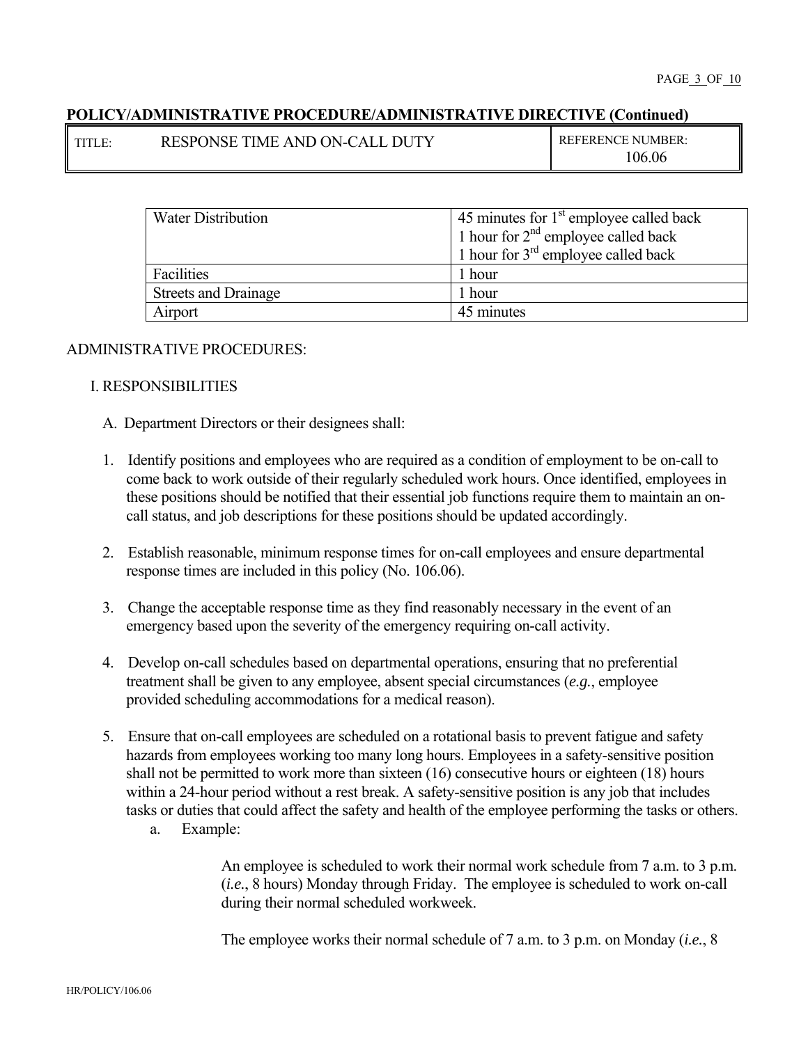**POLICY/ADMINISTRATIVE PROCEDURE/ADMINISTRATIVE DIRECTIVE (Continued)**

| TITLE: RESPONSE TIME AND ON-CALL DUTY | REFERENCE NUMBER: 106.06 |
|---|---|

| Water Distribution | 45 minutes for 1st employee called back<br>1 hour for 2nd employee called back<br>1 hour for 3rd employee called back |
|---|---|
| Facilities | 1 hour |
| Streets and Drainage | 1 hour |
| Airport | 45 minutes |

ADMINISTRATIVE PROCEDURES:

I. RESPONSIBILITIES

A. Department Directors or their designees shall:

1. Identify positions and employees who are required as a condition of employment to be on-call to come back to work outside of their regularly scheduled work hours. Once identified, employees in these positions should be notified that their essential job functions require them to maintain an on-call status, and job descriptions for these positions should be updated accordingly.

2. Establish reasonable, minimum response times for on-call employees and ensure departmental response times are included in this policy (No. 106.06).

3. Change the acceptable response time as they find reasonably necessary in the event of an emergency based upon the severity of the emergency requiring on-call activity.

4. Develop on-call schedules based on departmental operations, ensuring that no preferential treatment shall be given to any employee, absent special circumstances (*e.g.*, employee provided scheduling accommodations for a medical reason).

5. Ensure that on-call employees are scheduled on a rotational basis to prevent fatigue and safety hazards from employees working too many long hours. Employees in a safety-sensitive position shall not be permitted to work more than sixteen (16) consecutive hours or eighteen (18) hours within a 24-hour period without a rest break. A safety-sensitive position is any job that includes tasks or duties that could affect the safety and health of the employee performing the tasks or others.

   a. Example:

      An employee is scheduled to work their normal work schedule from 7 a.m. to 3 p.m. (*i.e.*, 8 hours) Monday through Friday. The employee is scheduled to work on-call during their normal scheduled workweek.

      The employee works their normal schedule of 7 a.m. to 3 p.m. on Monday (*i.e.*, 8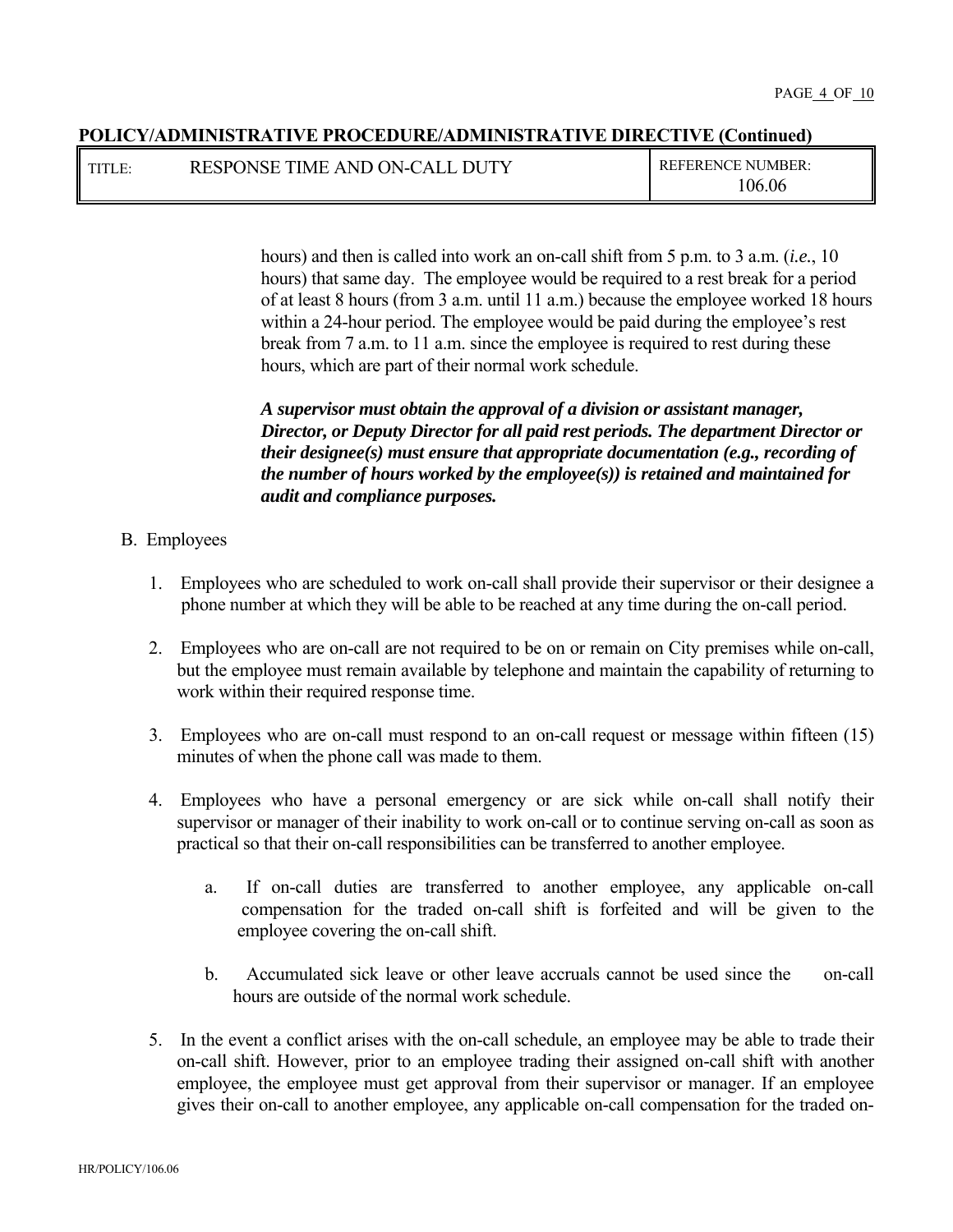**POLICY/ADMINISTRATIVE PROCEDURE/ADMINISTRATIVE DIRECTIVE (Continued)**

| TITLE: RESPONSE TIME AND ON-CALL DUTY | REFERENCE NUMBER: 106.06 |
|---|---|

hours) and then is called into work an on-call shift from 5 p.m. to 3 a.m. (*i.e.*, 10 hours) that same day. The employee would be required to a rest break for a period of at least 8 hours (from 3 a.m. until 11 a.m.) because the employee worked 18 hours within a 24-hour period. The employee would be paid during the employee's rest break from 7 a.m. to 11 a.m. since the employee is required to rest during these hours, which are part of their normal work schedule.

***A supervisor must obtain the approval of a division or assistant manager, Director, or Deputy Director for all paid rest periods. The department Director or their designee(s) must ensure that appropriate documentation (e.g., recording of the number of hours worked by the employee(s)) is retained and maintained for audit and compliance purposes.***

B. Employees

1. Employees who are scheduled to work on-call shall provide their supervisor or their designee a phone number at which they will be able to be reached at any time during the on-call period.

2. Employees who are on-call are not required to be on or remain on City premises while on-call, but the employee must remain available by telephone and maintain the capability of returning to work within their required response time.

3. Employees who are on-call must respond to an on-call request or message within fifteen (15) minutes of when the phone call was made to them.

4. Employees who have a personal emergency or are sick while on-call shall notify their supervisor or manager of their inability to work on-call or to continue serving on-call as soon as practical so that their on-call responsibilities can be transferred to another employee.

   a. If on-call duties are transferred to another employee, any applicable on-call compensation for the traded on-call shift is forfeited and will be given to the employee covering the on-call shift.

   b. Accumulated sick leave or other leave accruals cannot be used since the on-call hours are outside of the normal work schedule.

5. In the event a conflict arises with the on-call schedule, an employee may be able to trade their on-call shift. However, prior to an employee trading their assigned on-call shift with another employee, the employee must get approval from their supervisor or manager. If an employee gives their on-call to another employee, any applicable on-call compensation for the traded on-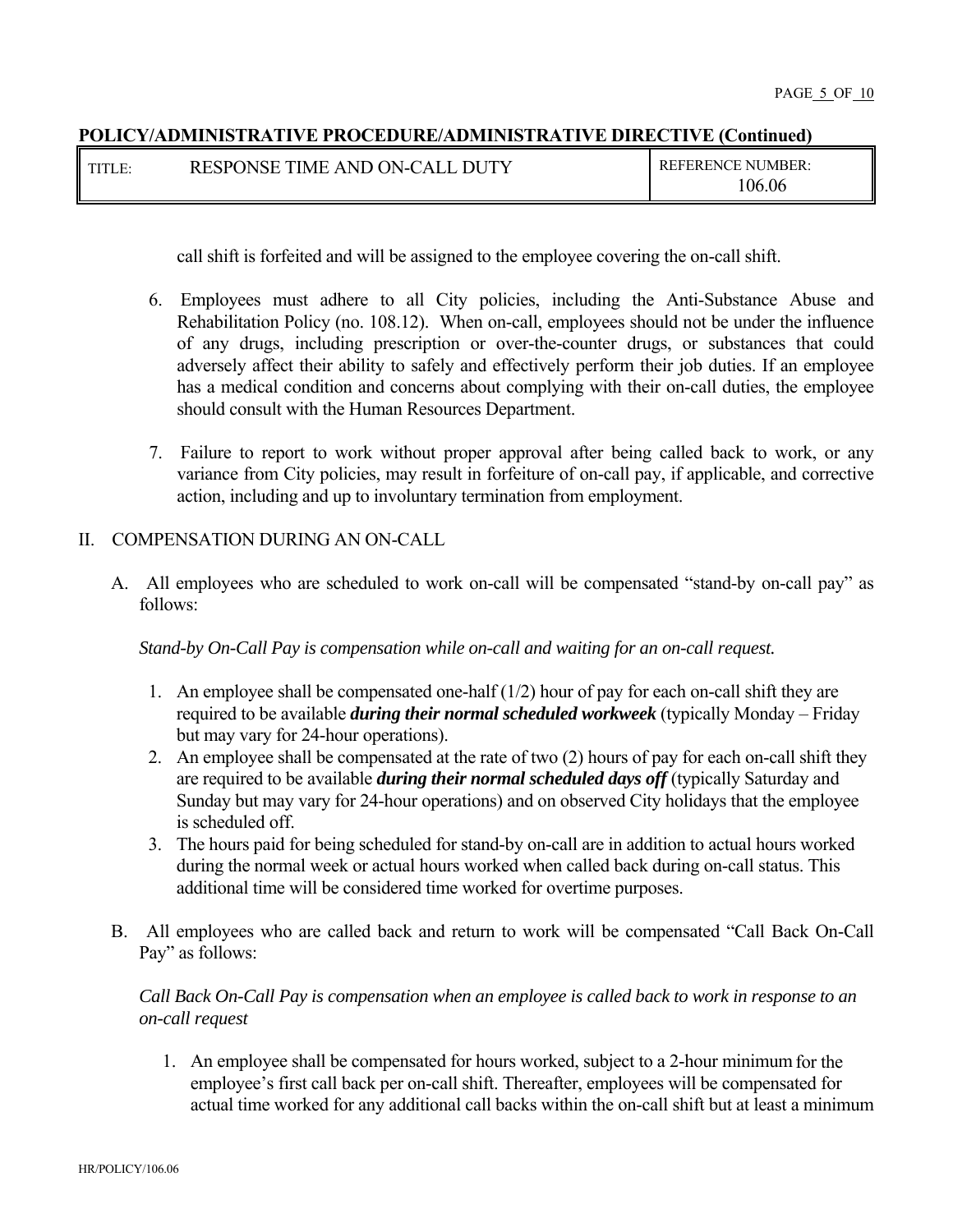call shift is forfeited and will be assigned to the employee covering the on-call shift.

6. Employees must adhere to all City policies, including the Anti-Substance Abuse and Rehabilitation Policy (no. 108.12). When on-call, employees should not be under the influence of any drugs, including prescription or over-the-counter drugs, or substances that could adversely affect their ability to safely and effectively perform their job duties. If an employee has a medical condition and concerns about complying with their on-call duties, the employee should consult with the Human Resources Department.

7. Failure to report to work without proper approval after being called back to work, or any variance from City policies, may result in forfeiture of on-call pay, if applicable, and corrective action, including and up to involuntary termination from employment.

## II. COMPENSATION DURING AN ON-CALL

A. All employees who are scheduled to work on-call will be compensated "stand-by on-call pay" as follows:

*Stand-by On-Call Pay is compensation while on-call and waiting for an on-call request.*

1. An employee shall be compensated one-half (1/2) hour of pay for each on-call shift they are required to be available ***during their normal scheduled workweek*** (typically Monday – Friday but may vary for 24-hour operations).
2. An employee shall be compensated at the rate of two (2) hours of pay for each on-call shift they are required to be available ***during their normal scheduled days off*** (typically Saturday and Sunday but may vary for 24-hour operations) and on observed City holidays that the employee is scheduled off.
3. The hours paid for being scheduled for stand-by on-call are in addition to actual hours worked during the normal week or actual hours worked when called back during on-call status. This additional time will be considered time worked for overtime purposes.

B. All employees who are called back and return to work will be compensated "Call Back On-Call Pay" as follows:

*Call Back On-Call Pay is compensation when an employee is called back to work in response to an on-call request*

1. An employee shall be compensated for hours worked, subject to a 2-hour minimum for the employee's first call back per on-call shift. Thereafter, employees will be compensated for actual time worked for any additional call backs within the on-call shift but at least a minimum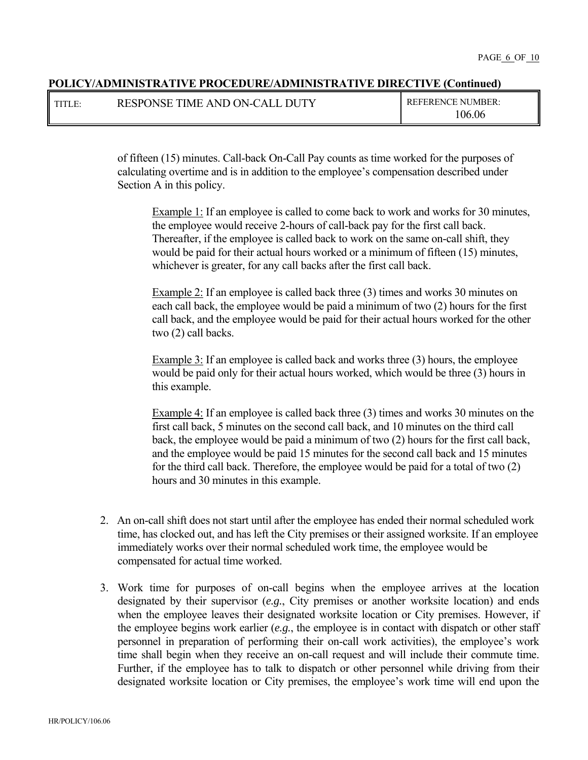of fifteen (15) minutes. Call-back On-Call Pay counts as time worked for the purposes of calculating overtime and is in addition to the employee's compensation described under Section A in this policy.

> Example 1: If an employee is called to come back to work and works for 30 minutes, the employee would receive 2-hours of call-back pay for the first call back. Thereafter, if the employee is called back to work on the same on-call shift, they would be paid for their actual hours worked or a minimum of fifteen (15) minutes, whichever is greater, for any call backs after the first call back.
>
> Example 2: If an employee is called back three (3) times and works 30 minutes on each call back, the employee would be paid a minimum of two (2) hours for the first call back, and the employee would be paid for their actual hours worked for the other two (2) call backs.
>
> Example 3: If an employee is called back and works three (3) hours, the employee would be paid only for their actual hours worked, which would be three (3) hours in this example.
>
> Example 4: If an employee is called back three (3) times and works 30 minutes on the first call back, 5 minutes on the second call back, and 10 minutes on the third call back, the employee would be paid a minimum of two (2) hours for the first call back, and the employee would be paid 15 minutes for the second call back and 15 minutes for the third call back. Therefore, the employee would be paid for a total of two (2) hours and 30 minutes in this example.

2. An on-call shift does not start until after the employee has ended their normal scheduled work time, has clocked out, and has left the City premises or their assigned worksite. If an employee immediately works over their normal scheduled work time, the employee would be compensated for actual time worked.

3. Work time for purposes of on-call begins when the employee arrives at the location designated by their supervisor (*e.g.*, City premises or another worksite location) and ends when the employee leaves their designated worksite location or City premises. However, if the employee begins work earlier (*e.g.*, the employee is in contact with dispatch or other staff personnel in preparation of performing their on-call work activities), the employee's work time shall begin when they receive an on-call request and will include their commute time. Further, if the employee has to talk to dispatch or other personnel while driving from their designated worksite location or City premises, the employee's work time will end upon the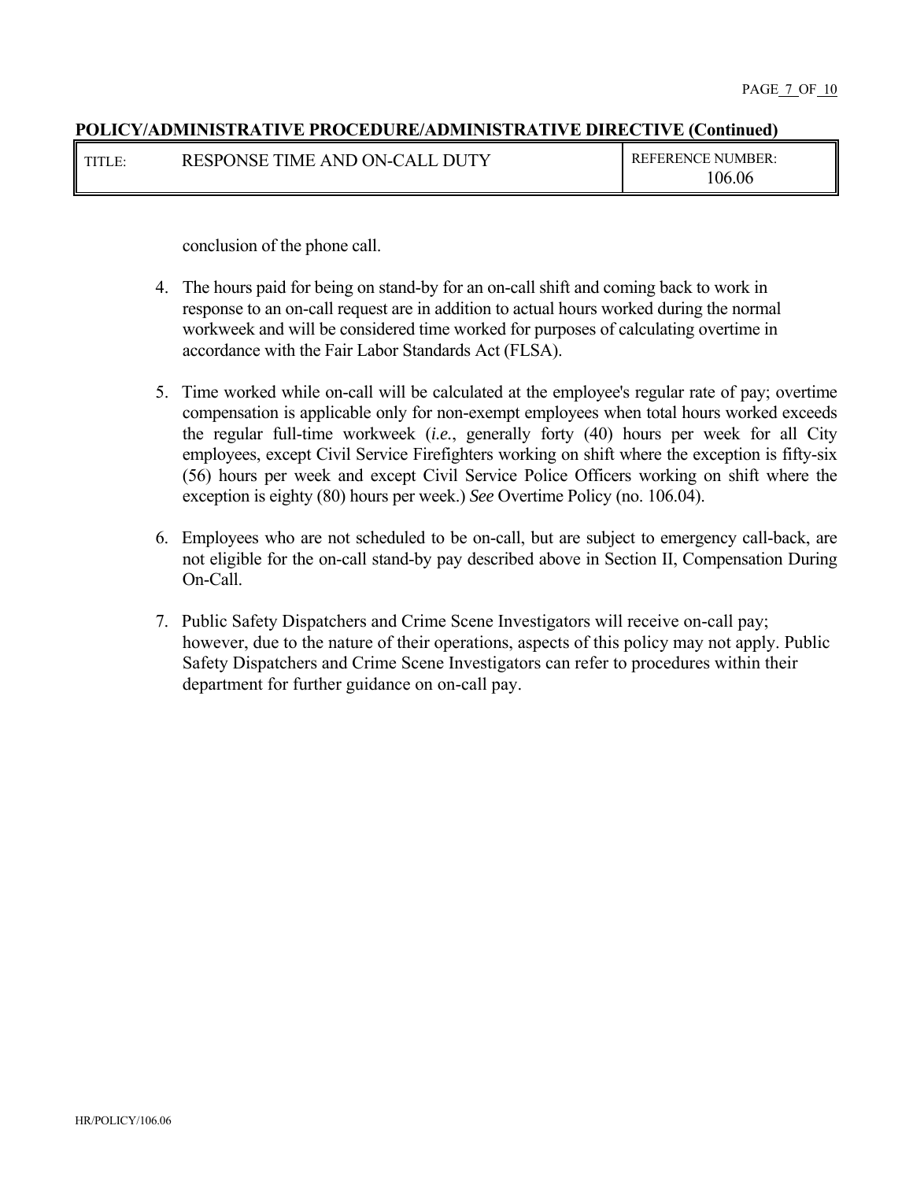**POLICY/ADMINISTRATIVE PROCEDURE/ADMINISTRATIVE DIRECTIVE (Continued)**

| TITLE: | RESPONSE TIME AND ON-CALL DUTY | REFERENCE NUMBER: 106.06 |
|---|---|---|

conclusion of the phone call.

4. The hours paid for being on stand-by for an on-call shift and coming back to work in response to an on-call request are in addition to actual hours worked during the normal workweek and will be considered time worked for purposes of calculating overtime in accordance with the Fair Labor Standards Act (FLSA).

5. Time worked while on-call will be calculated at the employee's regular rate of pay; overtime compensation is applicable only for non-exempt employees when total hours worked exceeds the regular full-time workweek (*i.e.*, generally forty (40) hours per week for all City employees, except Civil Service Firefighters working on shift where the exception is fifty-six (56) hours per week and except Civil Service Police Officers working on shift where the exception is eighty (80) hours per week.) *See* Overtime Policy (no. 106.04).

6. Employees who are not scheduled to be on-call, but are subject to emergency call-back, are not eligible for the on-call stand-by pay described above in Section II, Compensation During On-Call.

7. Public Safety Dispatchers and Crime Scene Investigators will receive on-call pay; however, due to the nature of their operations, aspects of this policy may not apply. Public Safety Dispatchers and Crime Scene Investigators can refer to procedures within their department for further guidance on on-call pay.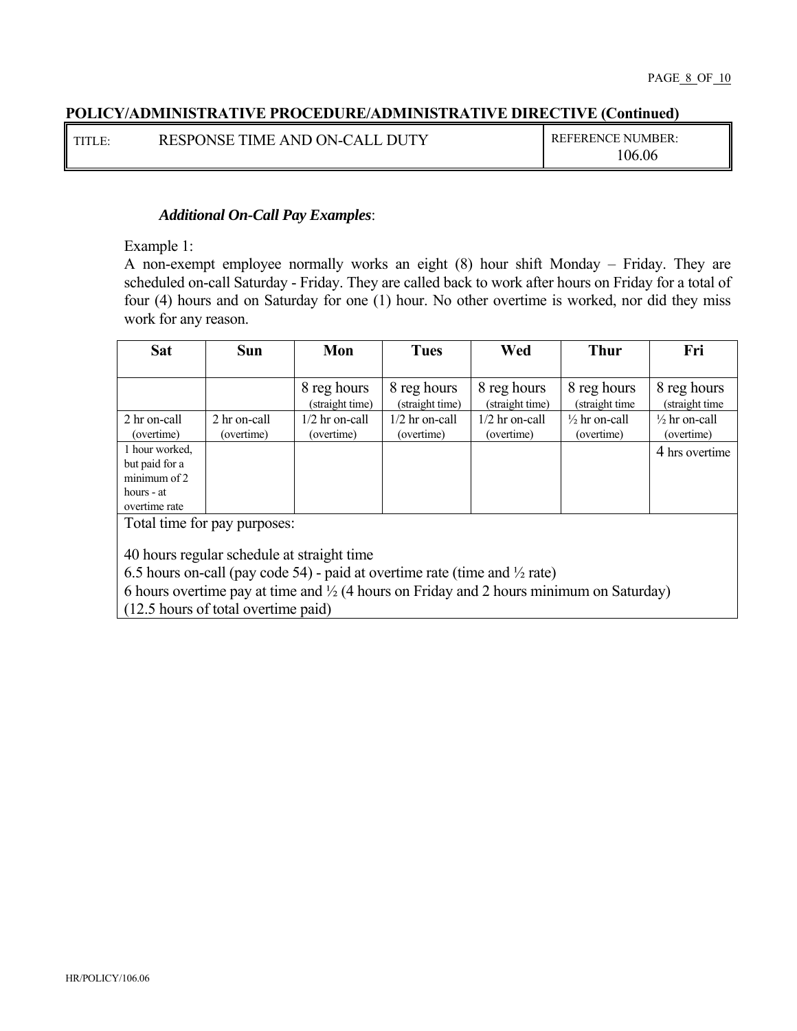**POLICY/ADMINISTRATIVE PROCEDURE/ADMINISTRATIVE DIRECTIVE (Continued)**

| TITLE: RESPONSE TIME AND ON-CALL DUTY | REFERENCE NUMBER: 106.06 |
|---|---|

***Additional On-Call Pay Examples***:

Example 1:
A non-exempt employee normally works an eight (8) hour shift Monday – Friday. They are scheduled on-call Saturday - Friday. They are called back to work after hours on Friday for a total of four (4) hours and on Saturday for one (1) hour. No other overtime is worked, nor did they miss work for any reason.

| **Sat** | **Sun** | **Mon** | **Tues** | **Wed** | **Thur** | **Fri** |
|---|---|---|---|---|---|---|
| | | 8 reg hours (straight time) | 8 reg hours (straight time) | 8 reg hours (straight time) | 8 reg hours (straight time | 8 reg hours (straight time |
| 2 hr on-call (overtime) | 2 hr on-call (overtime) | 1/2 hr on-call (overtime) | 1/2 hr on-call (overtime) | 1/2 hr on-call (overtime) | ½ hr on-call (overtime) | ½ hr on-call (overtime) |
| 1 hour worked, but paid for a minimum of 2 hours - at overtime rate | | | | | | 4 hrs overtime |

Total time for pay purposes:

40 hours regular schedule at straight time
6.5 hours on-call (pay code 54) - paid at overtime rate (time and ½ rate)
6 hours overtime pay at time and ½ (4 hours on Friday and 2 hours minimum on Saturday)
(12.5 hours of total overtime paid)

HR/POLICY/106.06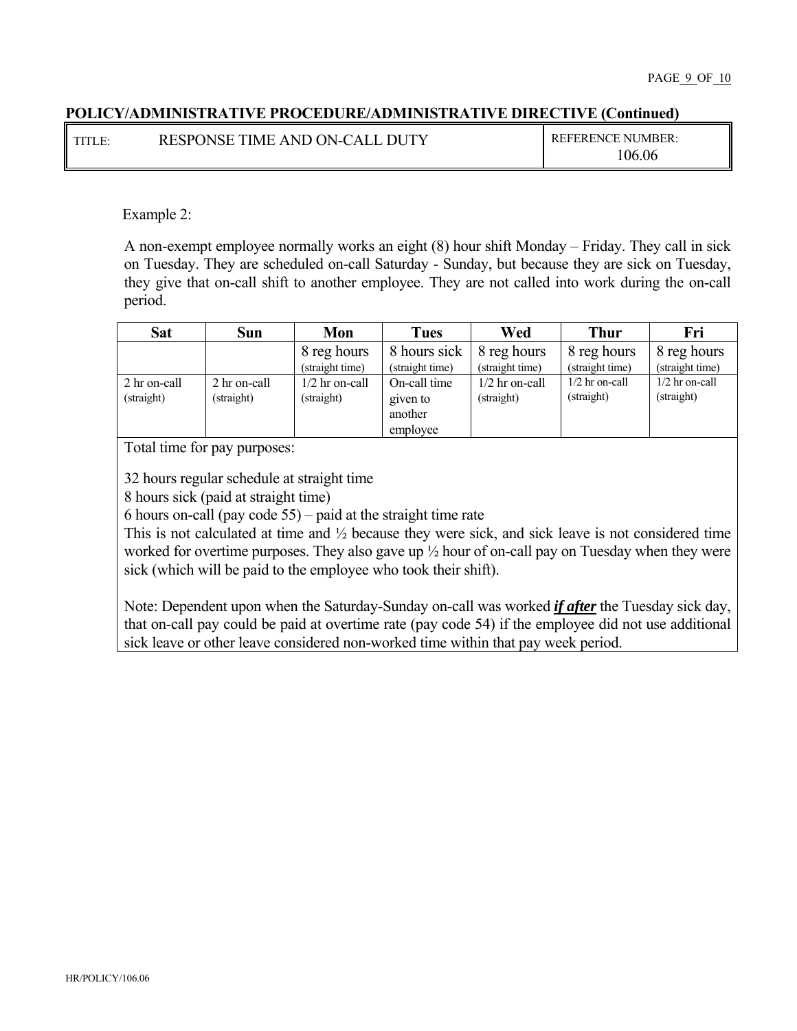**POLICY/ADMINISTRATIVE PROCEDURE/ADMINISTRATIVE DIRECTIVE (Continued)**

| TITLE: RESPONSE TIME AND ON-CALL DUTY | REFERENCE NUMBER: 106.06 |
|---|---|

Example 2:

A non-exempt employee normally works an eight (8) hour shift Monday – Friday. They call in sick on Tuesday. They are scheduled on-call Saturday - Sunday, but because they are sick on Tuesday, they give that on-call shift to another employee. They are not called into work during the on-call period.

| Sat | Sun | Mon | Tues | Wed | Thur | Fri |
|---|---|---|---|---|---|---|
| | | 8 reg hours (straight time) | 8 hours sick (straight time) | 8 reg hours (straight time) | 8 reg hours (straight time) | 8 reg hours (straight time) |
| 2 hr on-call (straight) | 2 hr on-call (straight) | 1/2 hr on-call (straight) | On-call time given to another employee | 1/2 hr on-call (straight) | 1/2 hr on-call (straight) | 1/2 hr on-call (straight) |

Total time for pay purposes:

32 hours regular schedule at straight time
8 hours sick (paid at straight time)
6 hours on-call (pay code 55) – paid at the straight time rate
This is not calculated at time and ½ because they were sick, and sick leave is not considered time worked for overtime purposes. They also gave up ½ hour of on-call pay on Tuesday when they were sick (which will be paid to the employee who took their shift).

Note: Dependent upon when the Saturday-Sunday on-call was worked ***if after*** the Tuesday sick day, that on-call pay could be paid at overtime rate (pay code 54) if the employee did not use additional sick leave or other leave considered non-worked time within that pay week period.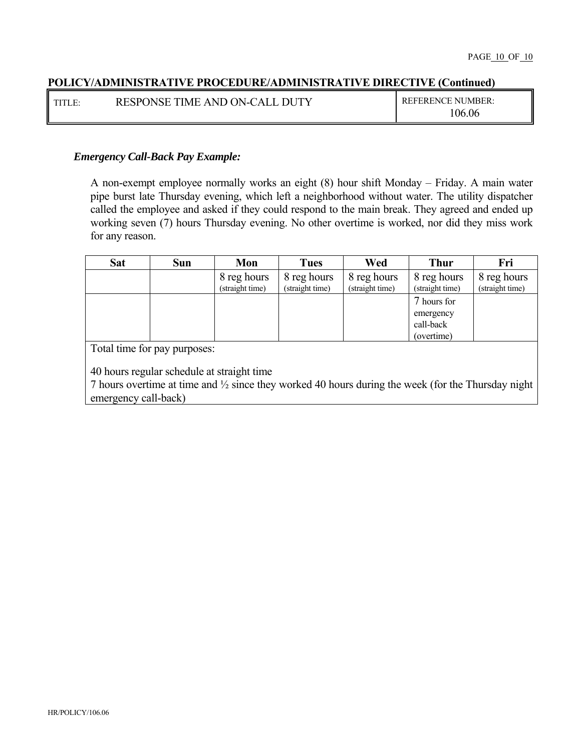**POLICY/ADMINISTRATIVE PROCEDURE/ADMINISTRATIVE DIRECTIVE (Continued)**

| TITLE: RESPONSE TIME AND ON-CALL DUTY | REFERENCE NUMBER: 106.06 |
|---|---|

***Emergency Call-Back Pay Example:***

A non-exempt employee normally works an eight (8) hour shift Monday – Friday. A main water pipe burst late Thursday evening, which left a neighborhood without water. The utility dispatcher called the employee and asked if they could respond to the main break. They agreed and ended up working seven (7) hours Thursday evening. No other overtime is worked, nor did they miss work for any reason.

| Sat | Sun | Mon | Tues | Wed | Thur | Fri |
|---|---|---|---|---|---|---|
| | | 8 reg hours (straight time) | 8 reg hours (straight time) | 8 reg hours (straight time) | 8 reg hours (straight time) | 8 reg hours (straight time) |
| | | | | | 7 hours for emergency call-back (overtime) | |

Total time for pay purposes:

40 hours regular schedule at straight time
7 hours overtime at time and ½ since they worked 40 hours during the week (for the Thursday night emergency call-back)